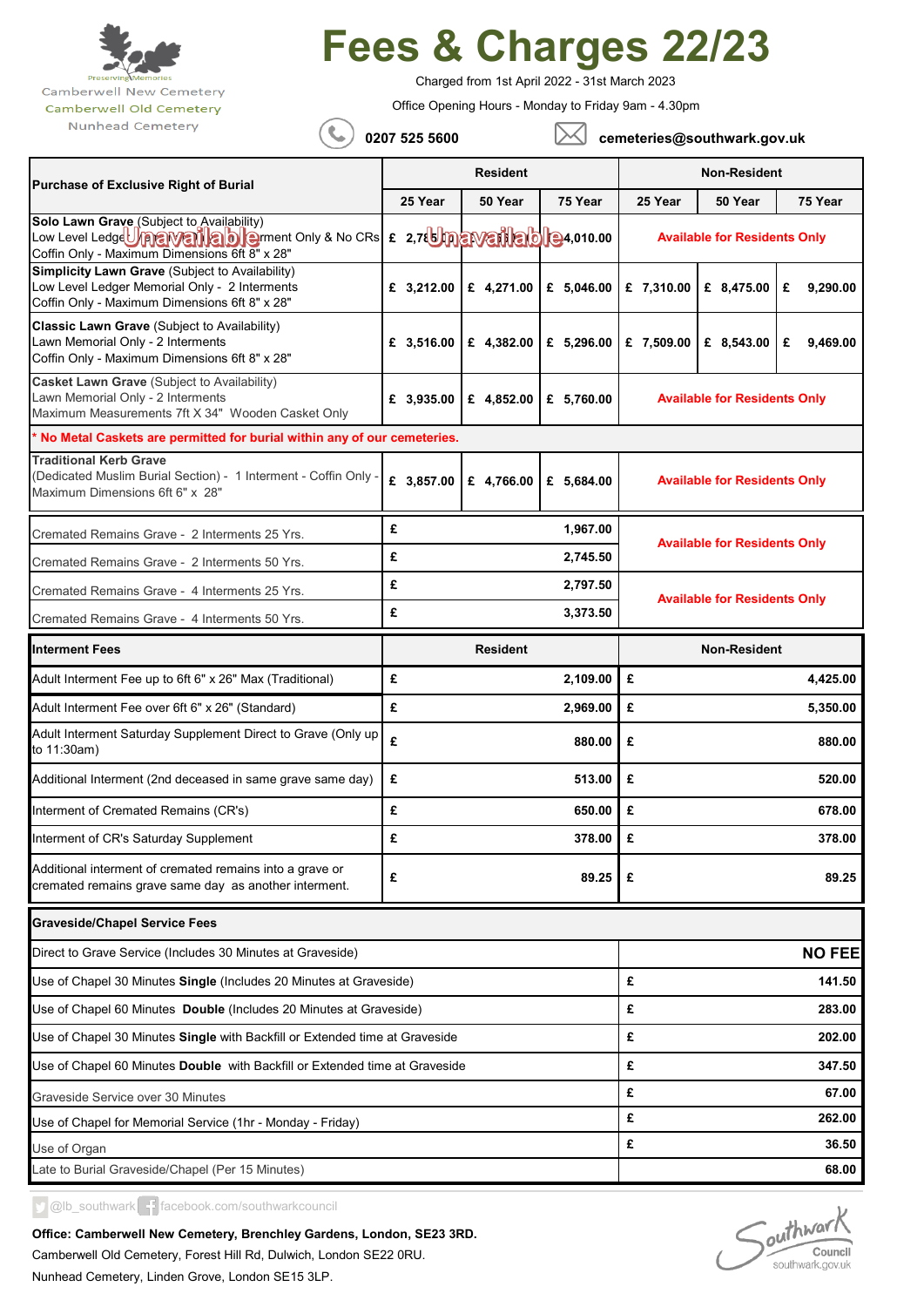Preserving Memories

Camberwell New Cemetery
Camberwell Old Cemetery
Nunhead Cemetery

# Fees & Charges 22/23

Charged from 1st April 2022 - 31st March 2023

Office Opening Hours - Monday to Friday 9am - 4.30pm

0207 525 5600 cemeteries@southwark.gov.uk

| Purchase of Exclusive Right of Burial | Resident | | | Non-Resident | | |
|---|---|---|---|---|---|---|
| | 25 Year | 50 Year | 75 Year | 25 Year | 50 Year | 75 Year |
| **Solo Lawn Grave** (Subject to Availability) Low Level Ledger Unavailable Interment Only & No CRs Coffin Only - Maximum Dimensions 6ft 8" x 28" | £ 2,785 Unavailable | Unavailable | 4,010.00 | Available for Residents Only | | |
| **Simplicity Lawn Grave** (Subject to Availability) Low Level Ledger Memorial Only - 2 Interments Coffin Only - Maximum Dimensions 6ft 8" x 28" | £ 3,212.00 | £ 4,271.00 | £ 5,046.00 | £ 7,310.00 | £ 8,475.00 | £ 9,290.00 |
| **Classic Lawn Grave** (Subject to Availability) Lawn Memorial Only - 2 Interments Coffin Only - Maximum Dimensions 6ft 8" x 28" | £ 3,516.00 | £ 4,382.00 | £ 5,296.00 | £ 7,509.00 | £ 8,543.00 | £ 9,469.00 |
| **Casket Lawn Grave** (Subject to Availability) Lawn Memorial Only - 2 Interments Maximum Measurements 7ft X 34" Wooden Casket Only | £ 3,935.00 | £ 4,852.00 | £ 5,760.00 | Available for Residents Only | | |
| * No Metal Caskets are permitted for burial within any of our cemeteries. | | | | | | |
| **Traditional Kerb Grave** (Dedicated Muslim Burial Section) - 1 Interment - Coffin Only - Maximum Dimensions 6ft 6" x 28" | £ 3,857.00 | £ 4,766.00 | £ 5,684.00 | Available for Residents Only | | |

| | Resident | Non-Resident |
|---|---|---|
| Cremated Remains Grave - 2 Interments 25 Yrs. | £ 1,967.00 | Available for Residents Only |
| Cremated Remains Grave - 2 Interments 50 Yrs. | £ 2,745.50 | |
| Cremated Remains Grave - 4 Interments 25 Yrs. | £ 2,797.50 | Available for Residents Only |
| Cremated Remains Grave - 4 Interments 50 Yrs. | £ 3,373.50 | |

| Interment Fees | Resident | Non-Resident |
|---|---|---|
| Adult Interment Fee up to 6ft 6" x 26" Max (Traditional) | £ 2,109.00 | £ 4,425.00 |
| Adult Interment Fee over 6ft 6" x 26" (Standard) | £ 2,969.00 | £ 5,350.00 |
| Adult Interment Saturday Supplement Direct to Grave (Only up to 11:30am) | £ 880.00 | £ 880.00 |
| Additional Interment (2nd deceased in same grave same day) | £ 513.00 | £ 520.00 |
| Interment of Cremated Remains (CR's) | £ 650.00 | £ 678.00 |
| Interment of CR's Saturday Supplement | £ 378.00 | £ 378.00 |
| Additional interment of cremated remains into a grave or cremated remains grave same day as another interment. | £ 89.25 | £ 89.25 |

| Graveside/Chapel Service Fees | |
|---|---|
| Direct to Grave Service (Includes 30 Minutes at Graveside) | **NO FEE** |
| Use of Chapel 30 Minutes **Single** (Includes 20 Minutes at Graveside) | £ 141.50 |
| Use of Chapel 60 Minutes **Double** (Includes 20 Minutes at Graveside) | £ 283.00 |
| Use of Chapel 30 Minutes **Single** with Backfill or Extended time at Graveside | £ 202.00 |
| Use of Chapel 60 Minutes **Double** with Backfill or Extended time at Graveside | £ 347.50 |
| Graveside Service over 30 Minutes | £ 67.00 |
| Use of Chapel for Memorial Service (1hr - Monday - Friday) | £ 262.00 |
| Use of Organ | £ 36.50 |
| Late to Burial Graveside/Chapel (Per 15 Minutes) | 68.00 |

@lb_southwark facebook.com/southwarkcouncil

**Office: Camberwell New Cemetery, Brenchley Gardens, London, SE23 3RD.**
Camberwell Old Cemetery, Forest Hill Rd, Dulwich, London SE22 0RU.
Nunhead Cemetery, Linden Grove, London SE15 3LP.

Southwark Council southwark.gov.uk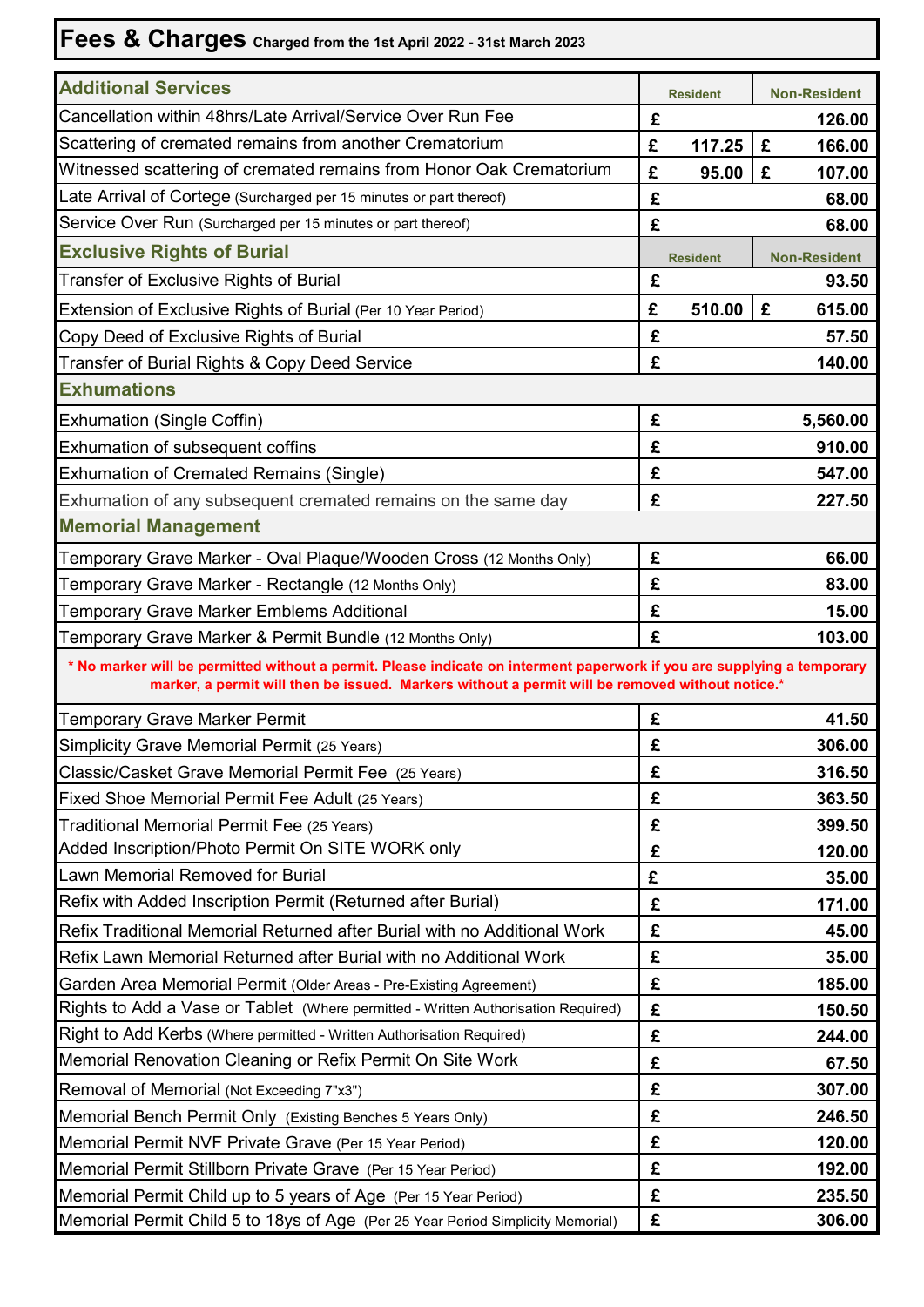# Fees & Charges Charged from the 1st April 2022 - 31st March 2023

| Additional Services | Resident | Non-Resident |
|---|---|---|
| Cancellation within 48hrs/Late Arrival/Service Over Run Fee | £ | 126.00 |
| Scattering of cremated remains from another Crematorium | £ 117.25 | £ 166.00 |
| Witnessed scattering of cremated remains from Honor Oak Crematorium | £ 95.00 | £ 107.00 |
| Late Arrival of Cortege (Surcharged per 15 minutes or part thereof) | £ | 68.00 |
| Service Over Run (Surcharged per 15 minutes or part thereof) | £ | 68.00 |
| **Exclusive Rights of Burial** | **Resident** | **Non-Resident** |
| Transfer of Exclusive Rights of Burial | £ | 93.50 |
| Extension of Exclusive Rights of Burial (Per 10 Year Period) | £ 510.00 | £ 615.00 |
| Copy Deed of Exclusive Rights of Burial | £ | 57.50 |
| Transfer of Burial Rights & Copy Deed Service | £ | 140.00 |
| **Exhumations** | | |
| Exhumation (Single Coffin) | £ | 5,560.00 |
| Exhumation of subsequent coffins | £ | 910.00 |
| Exhumation of Cremated Remains (Single) | £ | 547.00 |
| Exhumation of any subsequent cremated remains on the same day | £ | 227.50 |
| **Memorial Management** | | |
| Temporary Grave Marker - Oval Plaque/Wooden Cross (12 Months Only) | £ | 66.00 |
| Temporary Grave Marker - Rectangle (12 Months Only) | £ | 83.00 |
| Temporary Grave Marker Emblems Additional | £ | 15.00 |
| Temporary Grave Marker & Permit Bundle (12 Months Only) | £ | 103.00 |
| * No marker will be permitted without a permit. Please indicate on interment paperwork if you are supplying a temporary marker, a permit will then be issued. Markers without a permit will be removed without notice.* | | |
| Temporary Grave Marker Permit | £ | 41.50 |
| Simplicity Grave Memorial Permit (25 Years) | £ | 306.00 |
| Classic/Casket Grave Memorial Permit Fee (25 Years) | £ | 316.50 |
| Fixed Shoe Memorial Permit Fee Adult (25 Years) | £ | 363.50 |
| Traditional Memorial Permit Fee (25 Years) | £ | 399.50 |
| Added Inscription/Photo Permit On SITE WORK only | £ | 120.00 |
| Lawn Memorial Removed for Burial | £ | 35.00 |
| Refix with Added Inscription Permit (Returned after Burial) | £ | 171.00 |
| Refix Traditional Memorial Returned after Burial with no Additional Work | £ | 45.00 |
| Refix Lawn Memorial Returned after Burial with no Additional Work | £ | 35.00 |
| Garden Area Memorial Permit (Older Areas - Pre-Existing Agreement) | £ | 185.00 |
| Rights to Add a Vase or Tablet (Where permitted - Written Authorisation Required) | £ | 150.50 |
| Right to Add Kerbs (Where permitted - Written Authorisation Required) | £ | 244.00 |
| Memorial Renovation Cleaning or Refix Permit On Site Work | £ | 67.50 |
| Removal of Memorial (Not Exceeding 7"x3") | £ | 307.00 |
| Memorial Bench Permit Only (Existing Benches 5 Years Only) | £ | 246.50 |
| Memorial Permit NVF Private Grave (Per 15 Year Period) | £ | 120.00 |
| Memorial Permit Stillborn Private Grave (Per 15 Year Period) | £ | 192.00 |
| Memorial Permit Child up to 5 years of Age (Per 15 Year Period) | £ | 235.50 |
| Memorial Permit Child 5 to 18ys of Age (Per 25 Year Period Simplicity Memorial) | £ | 306.00 |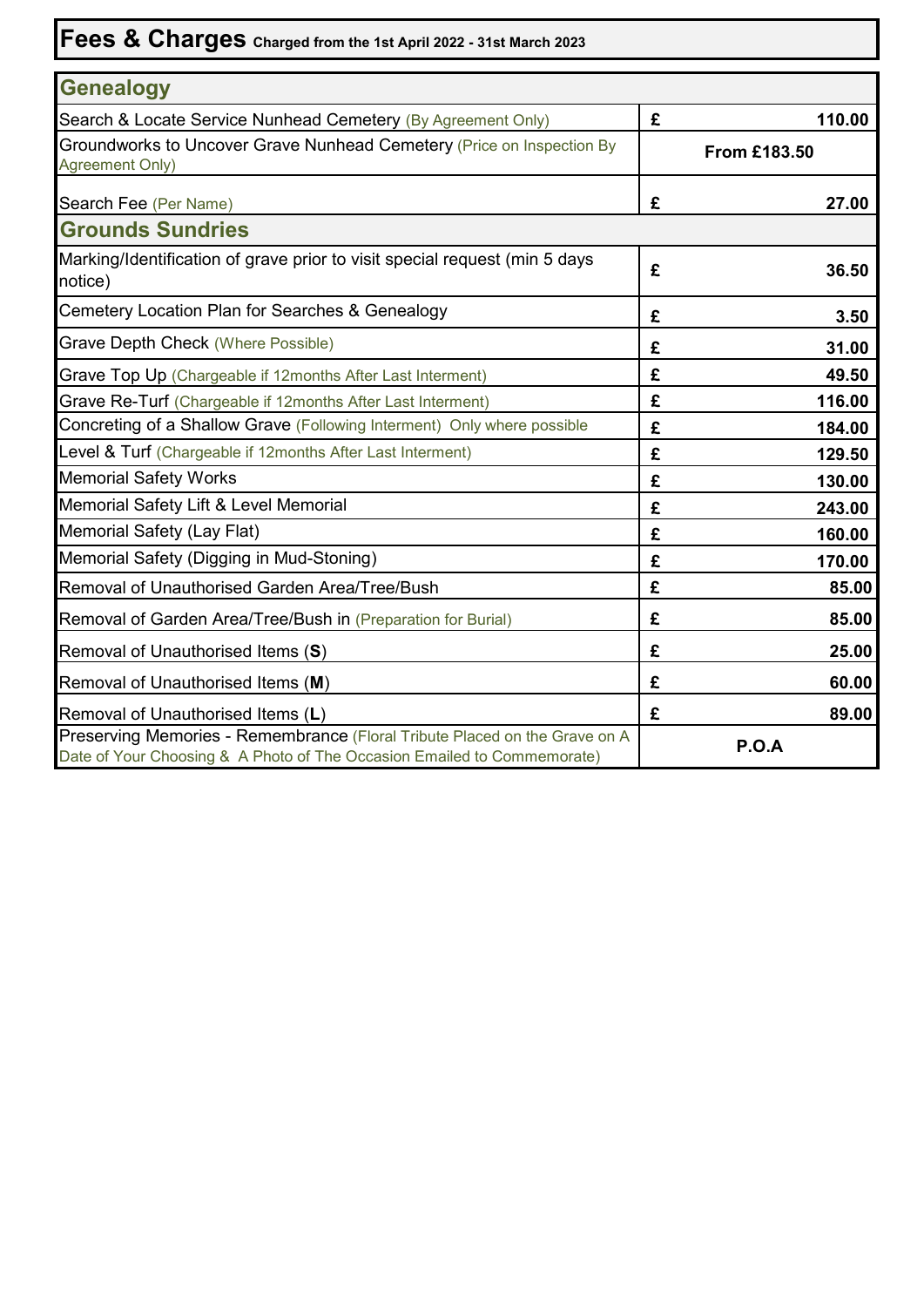# Fees & Charges Charged from the 1st April 2022 - 31st March 2023

| | | |
|---|---|---|
| **Genealogy** | | |
| Search & Locate Service Nunhead Cemetery (By Agreement Only) | £ | 110.00 |
| Groundworks to Uncover Grave Nunhead Cemetery (Price on Inspection By Agreement Only) | From £183.50 | |
| Search Fee (Per Name) | £ | 27.00 |
| **Grounds Sundries** | | |
| Marking/Identification of grave prior to visit special request (min 5 days notice) | £ | 36.50 |
| Cemetery Location Plan for Searches & Genealogy | £ | 3.50 |
| Grave Depth Check (Where Possible) | £ | 31.00 |
| Grave Top Up (Chargeable if 12months After Last Interment) | £ | 49.50 |
| Grave Re-Turf (Chargeable if 12months After Last Interment) | £ | 116.00 |
| Concreting of a Shallow Grave (Following Interment) Only where possible | £ | 184.00 |
| Level & Turf (Chargeable if 12months After Last Interment) | £ | 129.50 |
| Memorial Safety Works | £ | 130.00 |
| Memorial Safety Lift & Level Memorial | £ | 243.00 |
| Memorial Safety (Lay Flat) | £ | 160.00 |
| Memorial Safety (Digging in Mud-Stoning) | £ | 170.00 |
| Removal of Unauthorised Garden Area/Tree/Bush | £ | 85.00 |
| Removal of Garden Area/Tree/Bush in (Preparation for Burial) | £ | 85.00 |
| Removal of Unauthorised Items (**S**) | £ | 25.00 |
| Removal of Unauthorised Items (**M**) | £ | 60.00 |
| Removal of Unauthorised Items (**L**) | £ | 89.00 |
| Preserving Memories - Remembrance (Floral Tribute Placed on the Grave on A Date of Your Choosing & A Photo of The Occasion Emailed to Commemorate) | P.O.A | |